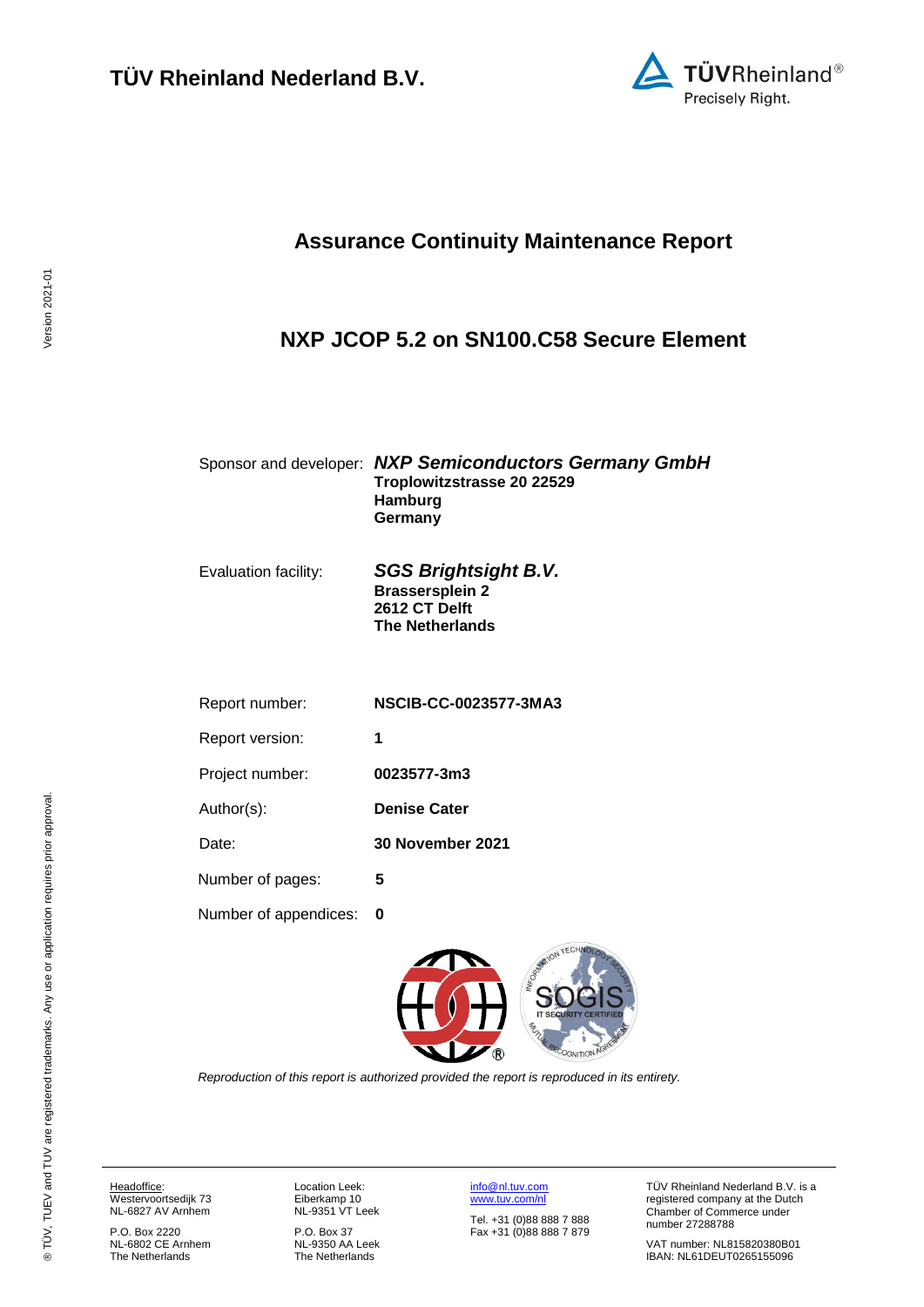**TÜV Rheinland Nederland B.V.**

# Assurance Continuity Maintenance Report

## NXP JCOP 5.2 on SN100.C58 Secure Element

| | |
|---|---|
| Sponsor and developer: | ***NXP Semiconductors Germany GmbH*** **Troplowitzstrasse 20 22529 Hamburg Germany** |
| Evaluation facility: | ***SGS Brightsight B.V.*** **Brassersplein 2 2612 CT Delft The Netherlands** |
| Report number: | **NSCIB-CC-0023577-3MA3** |
| Report version: | **1** |
| Project number: | **0023577-3m3** |
| Author(s): | **Denise Cater** |
| Date: | **30 November 2021** |
| Number of pages: | **5** |
| Number of appendices: | **0** |

*Reproduction of this report is authorized provided the report is reproduced in its entirety.*

Headoffice:
Westervoortsedijk 73
NL-6827 AV Arnhem

P.O. Box 2220
NL-6802 CE Arnhem
The Netherlands

Location Leek:
Eiberkamp 10
NL-9351 VT Leek

P.O. Box 37
NL-9350 AA Leek
The Netherlands

info@nl.tuv.com
www.tuv.com/nl

Tel. +31 (0)88 888 7 888
Fax +31 (0)88 888 7 879

TÜV Rheinland Nederland B.V. is a registered company at the Dutch Chamber of Commerce under number 27288788

VAT number: NL815820380B01
IBAN: NL61DEUT0265155096

Version 2021-01

® TÜV, TUEV and TUV are registered trademarks. Any use or application requires prior approval.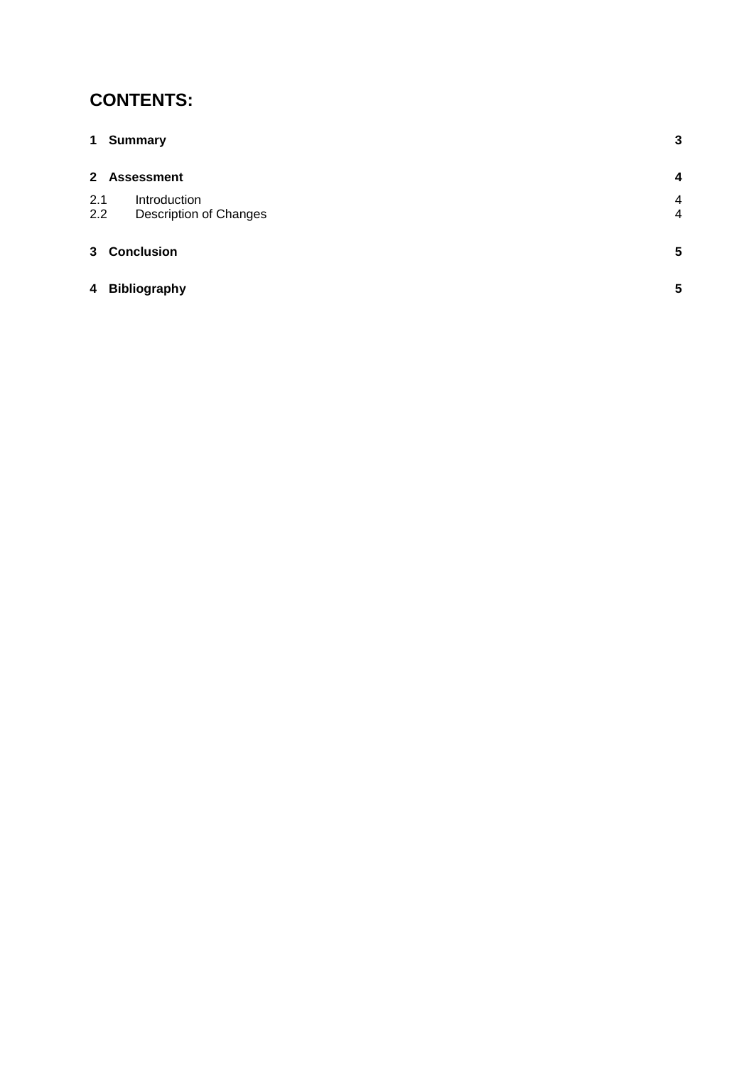# CONTENTS:

| | | |
|---|---|---|
| **1** | **Summary** | **3** |
| **2** | **Assessment** | **4** |
| 2.1 | Introduction | 4 |
| 2.2 | Description of Changes | 4 |
| **3** | **Conclusion** | **5** |
| **4** | **Bibliography** | **5** |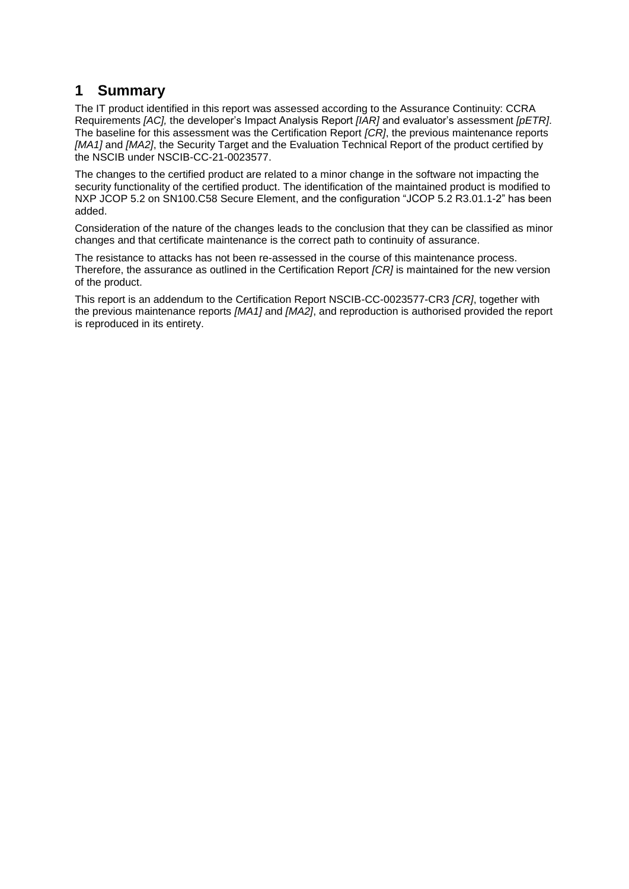# 1 Summary

The IT product identified in this report was assessed according to the Assurance Continuity: CCRA Requirements *[AC],* the developer's Impact Analysis Report *[IAR]* and evaluator's assessment *[pETR]*. The baseline for this assessment was the Certification Report *[CR]*, the previous maintenance reports *[MA1]* and *[MA2]*, the Security Target and the Evaluation Technical Report of the product certified by the NSCIB under NSCIB-CC-21-0023577.

The changes to the certified product are related to a minor change in the software not impacting the security functionality of the certified product. The identification of the maintained product is modified to NXP JCOP 5.2 on SN100.C58 Secure Element, and the configuration "JCOP 5.2 R3.01.1-2" has been added.

Consideration of the nature of the changes leads to the conclusion that they can be classified as minor changes and that certificate maintenance is the correct path to continuity of assurance.

The resistance to attacks has not been re-assessed in the course of this maintenance process. Therefore, the assurance as outlined in the Certification Report *[CR]* is maintained for the new version of the product.

This report is an addendum to the Certification Report NSCIB-CC-0023577-CR3 *[CR]*, together with the previous maintenance reports *[MA1]* and *[MA2]*, and reproduction is authorised provided the report is reproduced in its entirety.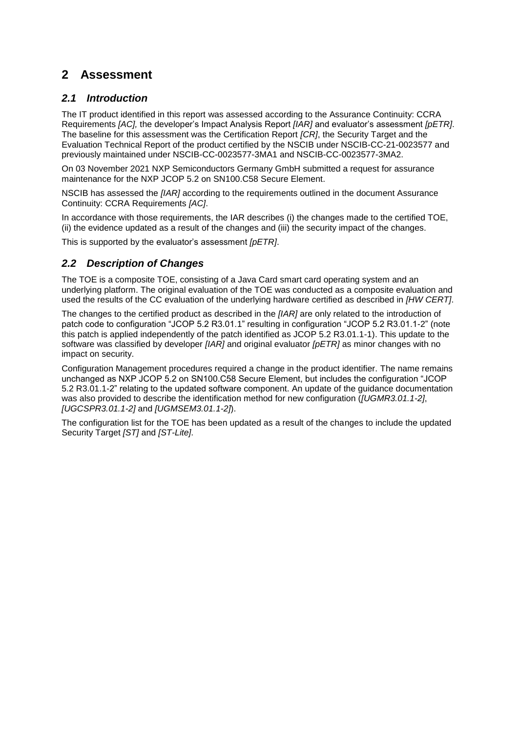# 2 Assessment

## *2.1 Introduction*

The IT product identified in this report was assessed according to the Assurance Continuity: CCRA Requirements *[AC],* the developer's Impact Analysis Report *[IAR]* and evaluator's assessment *[pETR]*. The baseline for this assessment was the Certification Report *[CR]*, the Security Target and the Evaluation Technical Report of the product certified by the NSCIB under NSCIB-CC-21-0023577 and previously maintained under NSCIB-CC-0023577-3MA1 and NSCIB-CC-0023577-3MA2.

On 03 November 2021 NXP Semiconductors Germany GmbH submitted a request for assurance maintenance for the NXP JCOP 5.2 on SN100.C58 Secure Element.

NSCIB has assessed the *[IAR]* according to the requirements outlined in the document Assurance Continuity: CCRA Requirements *[AC]*.

In accordance with those requirements, the IAR describes (i) the changes made to the certified TOE, (ii) the evidence updated as a result of the changes and (iii) the security impact of the changes.

This is supported by the evaluator's assessment *[pETR]*.

## *2.2 Description of Changes*

The TOE is a composite TOE, consisting of a Java Card smart card operating system and an underlying platform. The original evaluation of the TOE was conducted as a composite evaluation and used the results of the CC evaluation of the underlying hardware certified as described in *[HW CERT]*.

The changes to the certified product as described in the *[IAR]* are only related to the introduction of patch code to configuration "JCOP 5.2 R3.01.1" resulting in configuration "JCOP 5.2 R3.01.1-2" (note this patch is applied independently of the patch identified as JCOP 5.2 R3.01.1-1). This update to the software was classified by developer *[IAR]* and original evaluator *[pETR]* as minor changes with no impact on security.

Configuration Management procedures required a change in the product identifier. The name remains unchanged as NXP JCOP 5.2 on SN100.C58 Secure Element, but includes the configuration "JCOP 5.2 R3.01.1-2" relating to the updated software component. An update of the guidance documentation was also provided to describe the identification method for new configuration (*[UGMR3.01.1-2]*, *[UGCSPR3.01.1-2]* and *[UGMSEM3.01.1-2]*).

The configuration list for the TOE has been updated as a result of the changes to include the updated Security Target *[ST]* and *[ST-Lite]*.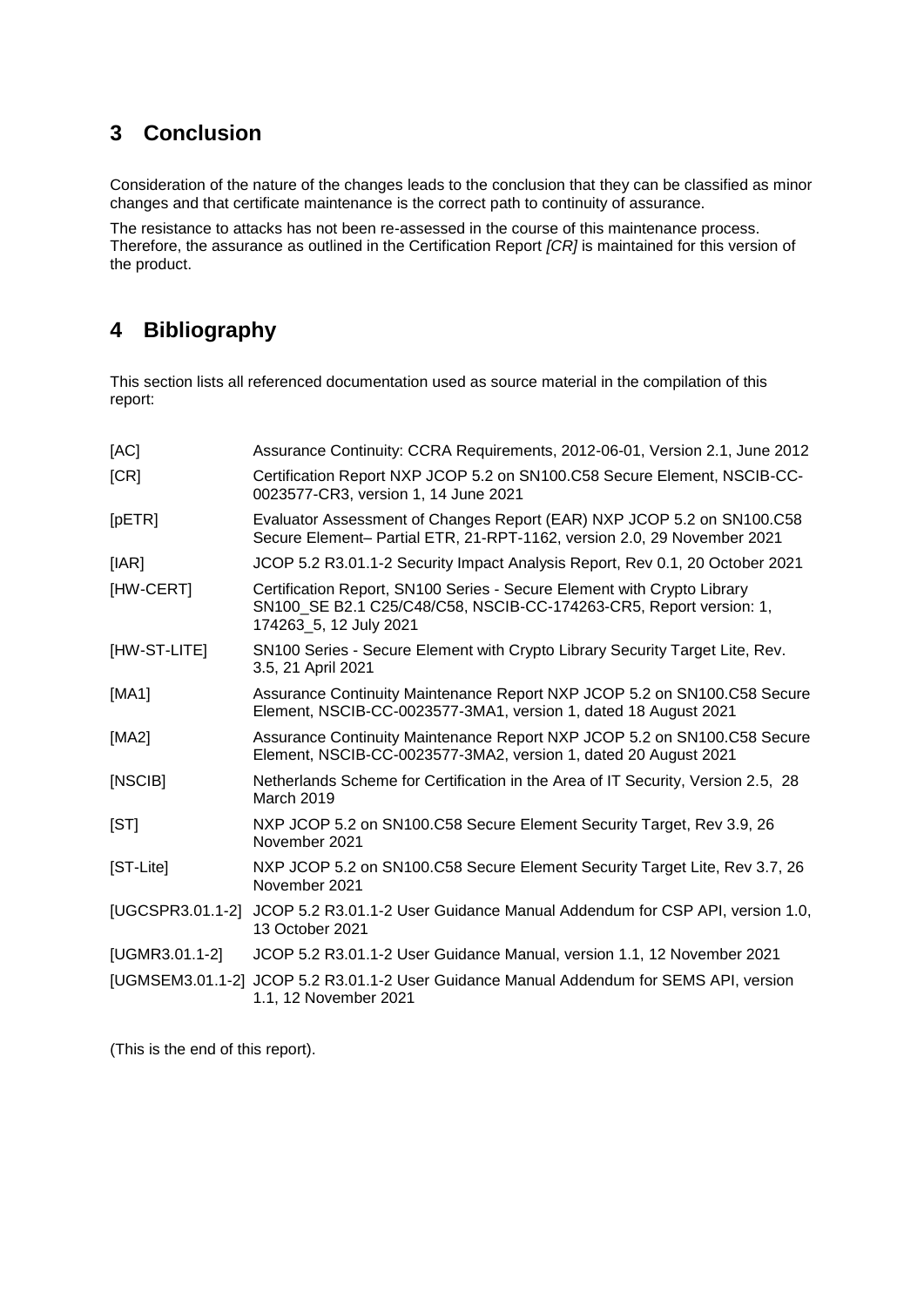# 3 Conclusion

Consideration of the nature of the changes leads to the conclusion that they can be classified as minor changes and that certificate maintenance is the correct path to continuity of assurance.

The resistance to attacks has not been re-assessed in the course of this maintenance process. Therefore, the assurance as outlined in the Certification Report *[CR]* is maintained for this version of the product.

# 4 Bibliography

This section lists all referenced documentation used as source material in the compilation of this report:

| | |
|---|---|
| [AC] | Assurance Continuity: CCRA Requirements, 2012-06-01, Version 2.1, June 2012 |
| [CR] | Certification Report NXP JCOP 5.2 on SN100.C58 Secure Element, NSCIB-CC-0023577-CR3, version 1, 14 June 2021 |
| [pETR] | Evaluator Assessment of Changes Report (EAR) NXP JCOP 5.2 on SN100.C58 Secure Element– Partial ETR, 21-RPT-1162, version 2.0, 29 November 2021 |
| [IAR] | JCOP 5.2 R3.01.1-2 Security Impact Analysis Report, Rev 0.1, 20 October 2021 |
| [HW-CERT] | Certification Report, SN100 Series - Secure Element with Crypto Library SN100_SE B2.1 C25/C48/C58, NSCIB-CC-174263-CR5, Report version: 1, 174263_5, 12 July 2021 |
| [HW-ST-LITE] | SN100 Series - Secure Element with Crypto Library Security Target Lite, Rev. 3.5, 21 April 2021 |
| [MA1] | Assurance Continuity Maintenance Report NXP JCOP 5.2 on SN100.C58 Secure Element, NSCIB-CC-0023577-3MA1, version 1, dated 18 August 2021 |
| [MA2] | Assurance Continuity Maintenance Report NXP JCOP 5.2 on SN100.C58 Secure Element, NSCIB-CC-0023577-3MA2, version 1, dated 20 August 2021 |
| [NSCIB] | Netherlands Scheme for Certification in the Area of IT Security, Version 2.5, 28 March 2019 |
| [ST] | NXP JCOP 5.2 on SN100.C58 Secure Element Security Target, Rev 3.9, 26 November 2021 |
| [ST-Lite] | NXP JCOP 5.2 on SN100.C58 Secure Element Security Target Lite, Rev 3.7, 26 November 2021 |
| [UGCSPR3.01.1-2] | JCOP 5.2 R3.01.1-2 User Guidance Manual Addendum for CSP API, version 1.0, 13 October 2021 |
| [UGMR3.01.1-2] | JCOP 5.2 R3.01.1-2 User Guidance Manual, version 1.1, 12 November 2021 |
| [UGMSEM3.01.1-2] | JCOP 5.2 R3.01.1-2 User Guidance Manual Addendum for SEMS API, version 1.1, 12 November 2021 |

(This is the end of this report).